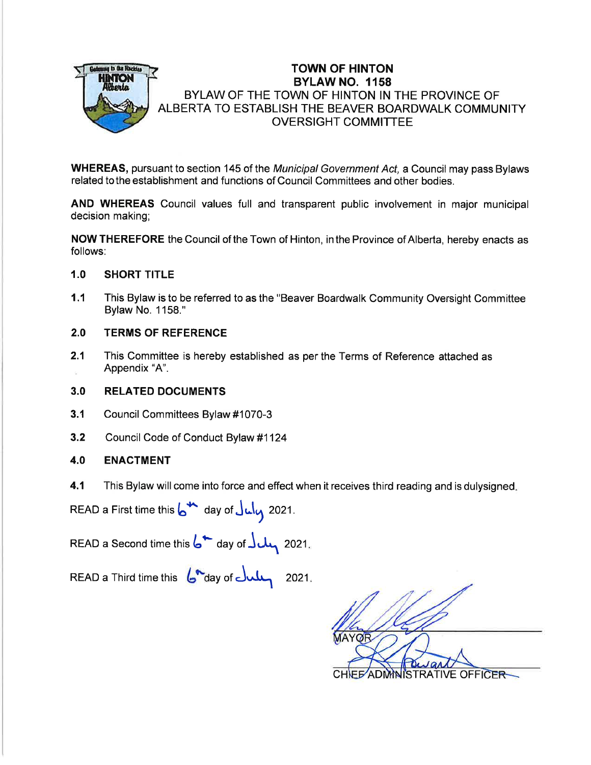# TOWN OF HINTON
## BYLAW NO. 1158

BYLAW OF THE TOWN OF HINTON IN THE PROVINCE OF ALBERTA TO ESTABLISH THE BEAVER BOARDWALK COMMUNITY OVERSIGHT COMMITTEE

**WHEREAS,** pursuant to section 145 of the *Municipal Government Act,* a Council may pass Bylaws related to the establishment and functions of Council Committees and other bodies.

**AND WHEREAS** Council values full and transparent public involvement in major municipal decision making;

**NOW THEREFORE** the Council of the Town of Hinton, in the Province of Alberta, hereby enacts as follows:

**1.0 SHORT TITLE**

**1.1** This Bylaw is to be referred to as the "Beaver Boardwalk Community Oversight Committee Bylaw No. 1158."

**2.0 TERMS OF REFERENCE**

**2.1** This Committee is hereby established as per the Terms of Reference attached as Appendix "A".

**3.0 RELATED DOCUMENTS**

**3.1** Council Committees Bylaw #1070-3

**3.2** Council Code of Conduct Bylaw #1124

**4.0 ENACTMENT**

**4.1** This Bylaw will come into force and effect when it receives third reading and is dulysigned.

READ a First time this 6th day of July 2021.

READ a Second time this 6th day of July 2021.

READ a Third time this 6th day of July 2021.

MAYOR

CHIEF ADMINISTRATIVE OFFICER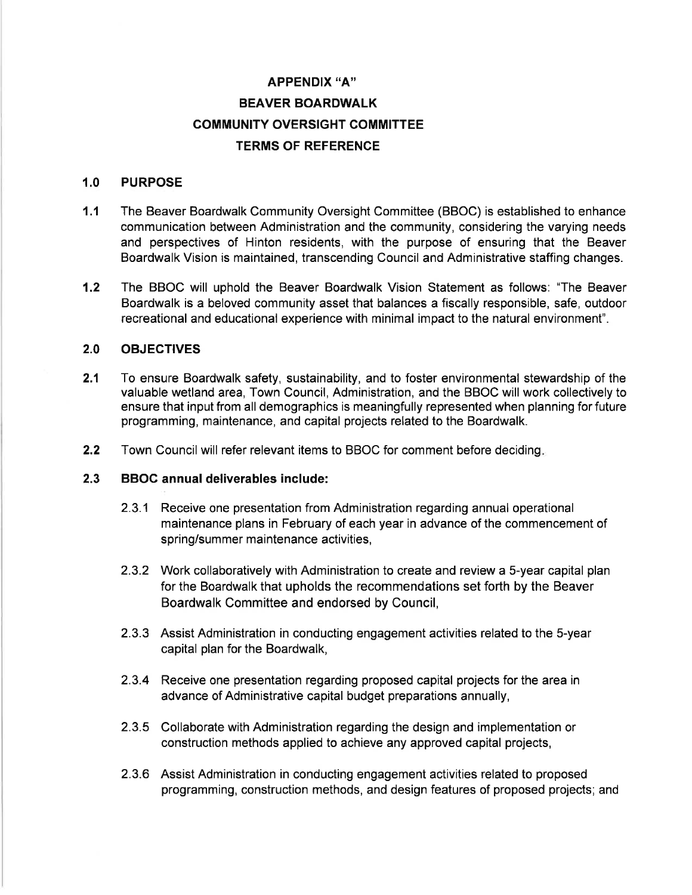# APPENDIX "A"
# BEAVER BOARDWALK
# COMMUNITY OVERSIGHT COMMITTEE
# TERMS OF REFERENCE

## 1.0 PURPOSE

**1.1** The Beaver Boardwalk Community Oversight Committee (BBOC) is established to enhance communication between Administration and the community, considering the varying needs and perspectives of Hinton residents, with the purpose of ensuring that the Beaver Boardwalk Vision is maintained, transcending Council and Administrative staffing changes.

**1.2** The BBOC will uphold the Beaver Boardwalk Vision Statement as follows: "The Beaver Boardwalk is a beloved community asset that balances a fiscally responsible, safe, outdoor recreational and educational experience with minimal impact to the natural environment".

## 2.0 OBJECTIVES

**2.1** To ensure Boardwalk safety, sustainability, and to foster environmental stewardship of the valuable wetland area, Town Council, Administration, and the BBOC will work collectively to ensure that input from all demographics is meaningfully represented when planning for future programming, maintenance, and capital projects related to the Boardwalk.

**2.2** Town Council will refer relevant items to BBOC for comment before deciding.

**2.3 BBOC annual deliverables include:**

2.3.1 Receive one presentation from Administration regarding annual operational maintenance plans in February of each year in advance of the commencement of spring/summer maintenance activities,

2.3.2 Work collaboratively with Administration to create and review a 5-year capital plan for the Boardwalk that upholds the recommendations set forth by the Beaver Boardwalk Committee and endorsed by Council,

2.3.3 Assist Administration in conducting engagement activities related to the 5-year capital plan for the Boardwalk,

2.3.4 Receive one presentation regarding proposed capital projects for the area in advance of Administrative capital budget preparations annually,

2.3.5 Collaborate with Administration regarding the design and implementation or construction methods applied to achieve any approved capital projects,

2.3.6 Assist Administration in conducting engagement activities related to proposed programming, construction methods, and design features of proposed projects; and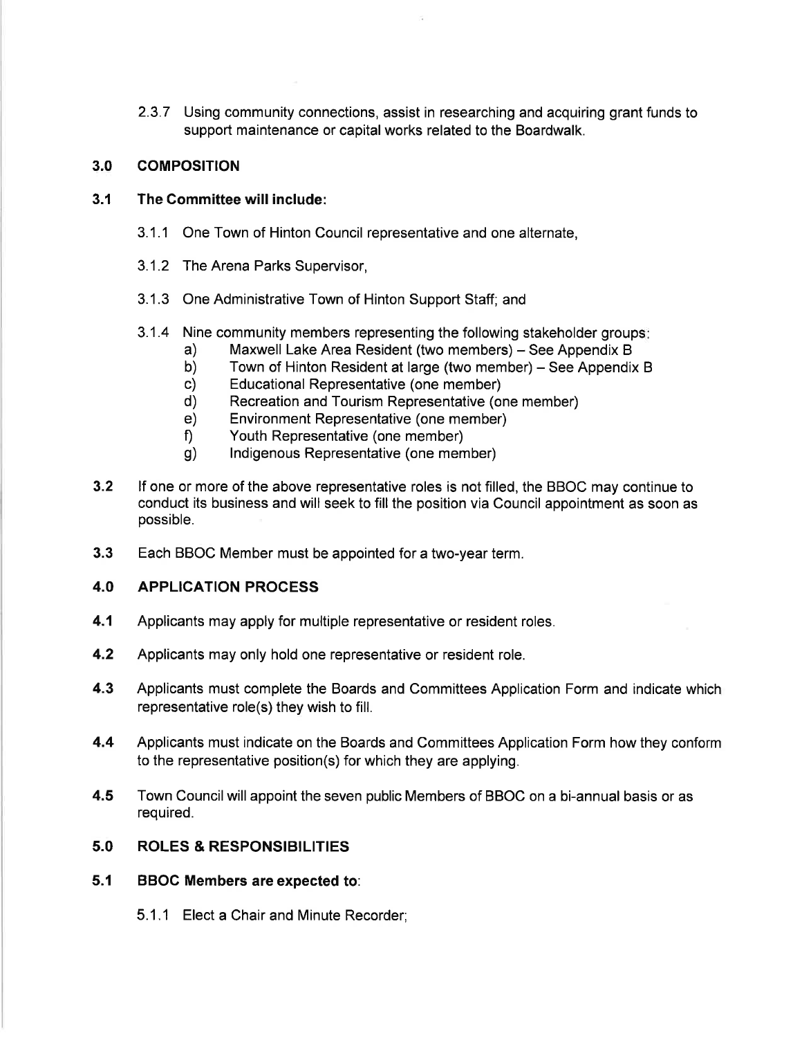2.3.7 Using community connections, assist in researching and acquiring grant funds to support maintenance or capital works related to the Boardwalk.

## 3.0 COMPOSITION

**3.1 The Committee will include:**

3.1.1 One Town of Hinton Council representative and one alternate,

3.1.2 The Arena Parks Supervisor,

3.1.3 One Administrative Town of Hinton Support Staff; and

3.1.4 Nine community members representing the following stakeholder groups:

a) Maxwell Lake Area Resident (two members) – See Appendix B
b) Town of Hinton Resident at large (two member) – See Appendix B
c) Educational Representative (one member)
d) Recreation and Tourism Representative (one member)
e) Environment Representative (one member)
f) Youth Representative (one member)
g) Indigenous Representative (one member)

**3.2** If one or more of the above representative roles is not filled, the BBOC may continue to conduct its business and will seek to fill the position via Council appointment as soon as possible.

**3.3** Each BBOC Member must be appointed for a two-year term.

## 4.0 APPLICATION PROCESS

**4.1** Applicants may apply for multiple representative or resident roles.

**4.2** Applicants may only hold one representative or resident role.

**4.3** Applicants must complete the Boards and Committees Application Form and indicate which representative role(s) they wish to fill.

**4.4** Applicants must indicate on the Boards and Committees Application Form how they conform to the representative position(s) for which they are applying.

**4.5** Town Council will appoint the seven public Members of BBOC on a bi-annual basis or as required.

## 5.0 ROLES & RESPONSIBILITIES

**5.1 BBOC Members are expected to:**

5.1.1 Elect a Chair and Minute Recorder;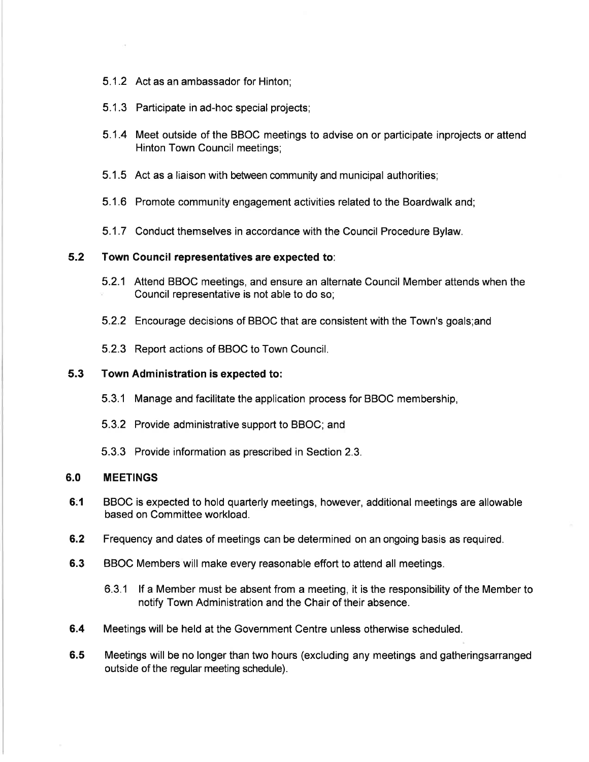5.1.2 Act as an ambassador for Hinton;

5.1.3 Participate in ad-hoc special projects;

5.1.4 Meet outside of the BBOC meetings to advise on or participate inprojects or attend Hinton Town Council meetings;

5.1.5 Act as a liaison with between community and municipal authorities;

5.1.6 Promote community engagement activities related to the Boardwalk and;

5.1.7 Conduct themselves in accordance with the Council Procedure Bylaw.

**5.2 Town Council representatives are expected to**:

5.2.1 Attend BBOC meetings, and ensure an alternate Council Member attends when the Council representative is not able to do so;

5.2.2 Encourage decisions of BBOC that are consistent with the Town's goals;and

5.2.3 Report actions of BBOC to Town Council.

**5.3 Town Administration is expected to:**

5.3.1 Manage and facilitate the application process for BBOC membership,

5.3.2 Provide administrative support to BBOC; and

5.3.3 Provide information as prescribed in Section 2.3.

## 6.0 MEETINGS

**6.1** BBOC is expected to hold quarterly meetings, however, additional meetings are allowable based on Committee workload.

**6.2** Frequency and dates of meetings can be determined on an ongoing basis as required.

**6.3** BBOC Members will make every reasonable effort to attend all meetings.

6.3.1 If a Member must be absent from a meeting, it is the responsibility of the Member to notify Town Administration and the Chair of their absence.

**6.4** Meetings will be held at the Government Centre unless otherwise scheduled.

**6.5** Meetings will be no longer than two hours (excluding any meetings and gatheringsarranged outside of the regular meeting schedule).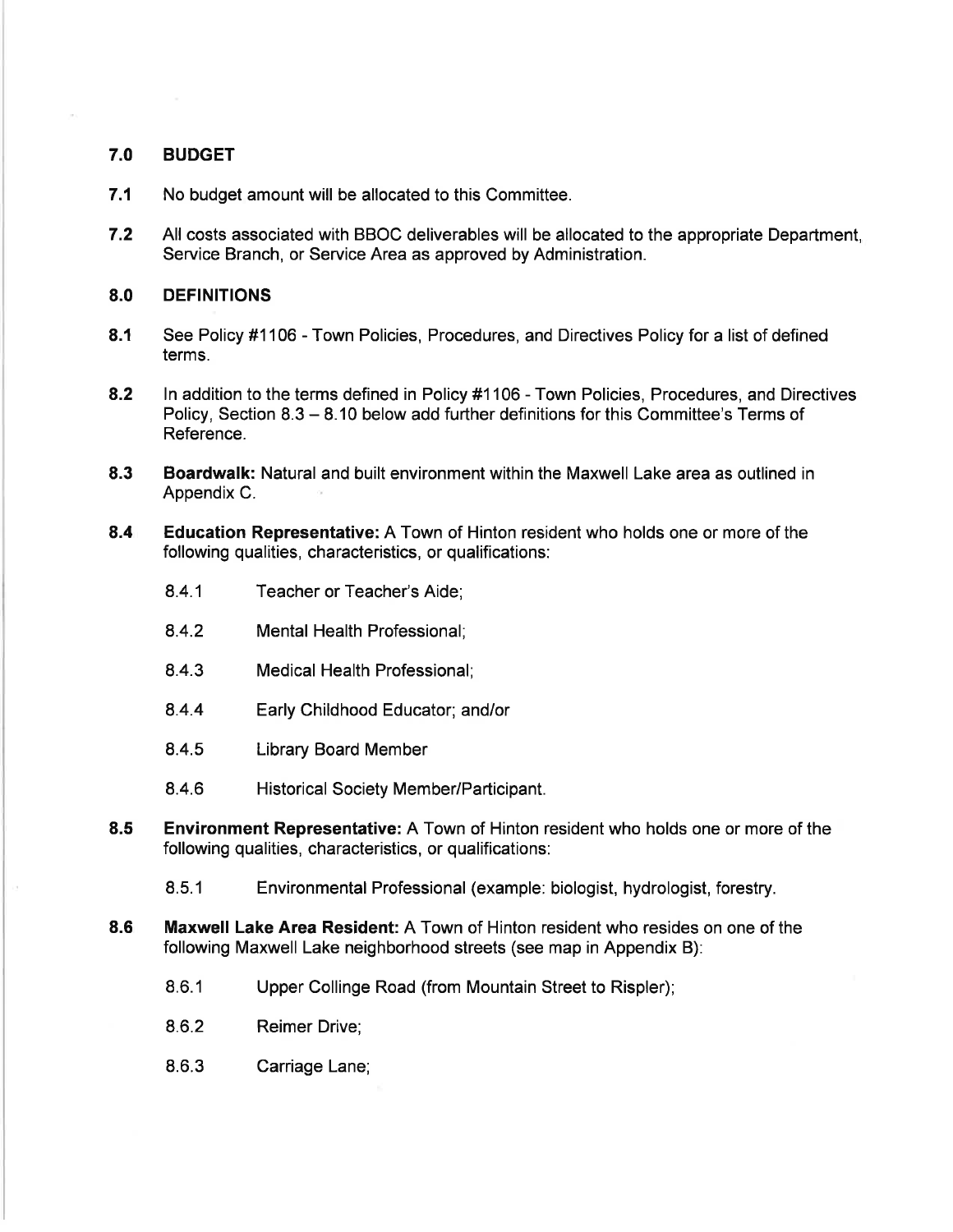## 7.0 BUDGET

**7.1** No budget amount will be allocated to this Committee.

**7.2** All costs associated with BBOC deliverables will be allocated to the appropriate Department, Service Branch, or Service Area as approved by Administration.

## 8.0 DEFINITIONS

**8.1** See Policy #1106 - Town Policies, Procedures, and Directives Policy for a list of defined terms.

**8.2** In addition to the terms defined in Policy #1106 - Town Policies, Procedures, and Directives Policy, Section 8.3 – 8.10 below add further definitions for this Committee's Terms of Reference.

**8.3** **Boardwalk:** Natural and built environment within the Maxwell Lake area as outlined in Appendix C.

**8.4** **Education Representative:** A Town of Hinton resident who holds one or more of the following qualities, characteristics, or qualifications:

- 8.4.1 Teacher or Teacher's Aide;
- 8.4.2 Mental Health Professional;
- 8.4.3 Medical Health Professional;
- 8.4.4 Early Childhood Educator; and/or
- 8.4.5 Library Board Member
- 8.4.6 Historical Society Member/Participant.

**8.5** **Environment Representative:** A Town of Hinton resident who holds one or more of the following qualities, characteristics, or qualifications:

- 8.5.1 Environmental Professional (example: biologist, hydrologist, forestry.

**8.6** **Maxwell Lake Area Resident:** A Town of Hinton resident who resides on one of the following Maxwell Lake neighborhood streets (see map in Appendix B):

- 8.6.1 Upper Collinge Road (from Mountain Street to Rispler);
- 8.6.2 Reimer Drive;
- 8.6.3 Carriage Lane;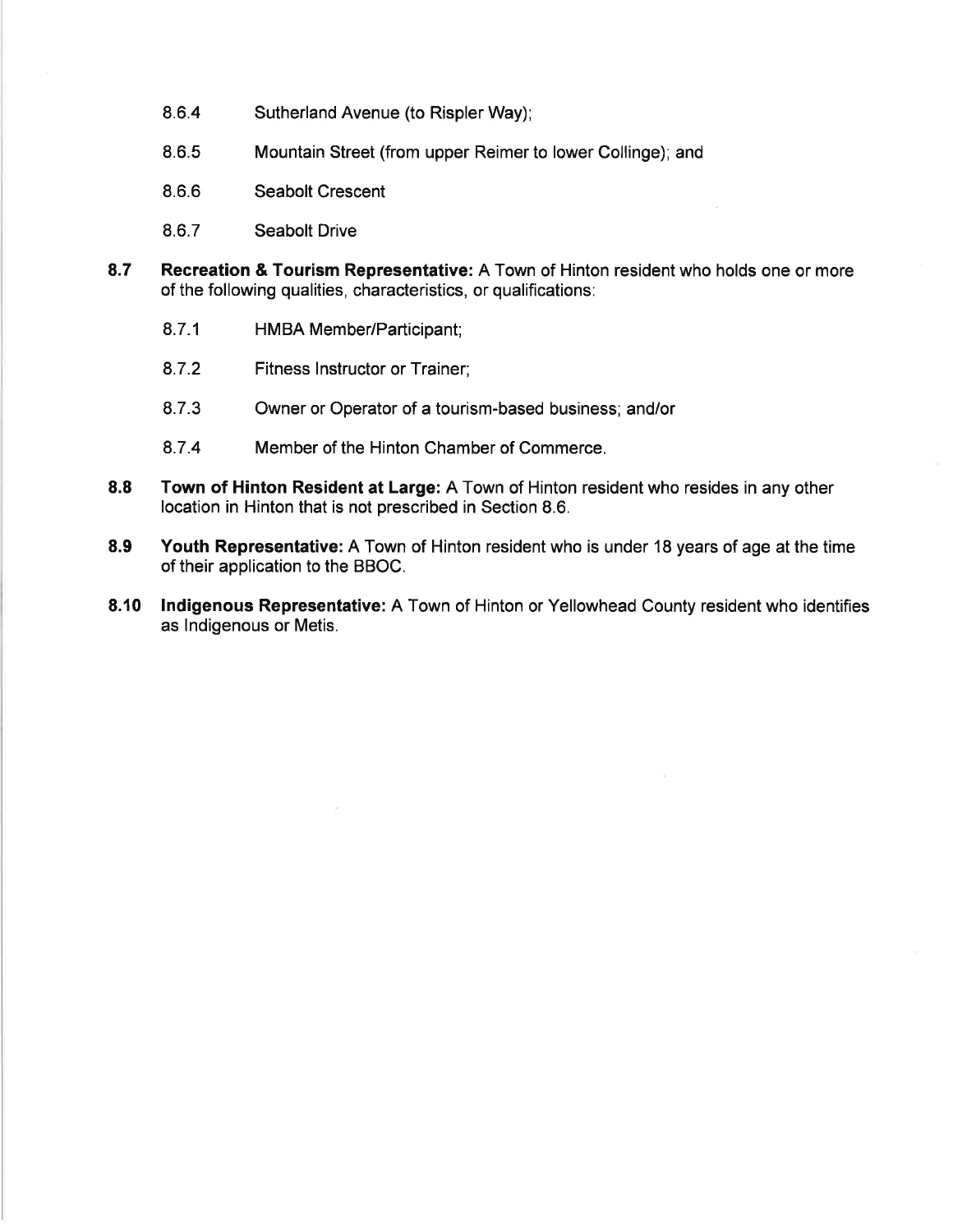8.6.4 Sutherland Avenue (to Rispler Way);

8.6.5 Mountain Street (from upper Reimer to lower Collinge); and

8.6.6 Seabolt Crescent

8.6.7 Seabolt Drive

**8.7 Recreation & Tourism Representative:** A Town of Hinton resident who holds one or more of the following qualities, characteristics, or qualifications:

8.7.1 HMBA Member/Participant;

8.7.2 Fitness Instructor or Trainer;

8.7.3 Owner or Operator of a tourism-based business; and/or

8.7.4 Member of the Hinton Chamber of Commerce.

**8.8 Town of Hinton Resident at Large:** A Town of Hinton resident who resides in any other location in Hinton that is not prescribed in Section 8.6.

**8.9 Youth Representative:** A Town of Hinton resident who is under 18 years of age at the time of their application to the BBOC.

**8.10 Indigenous Representative:** A Town of Hinton or Yellowhead County resident who identifies as Indigenous or Metis.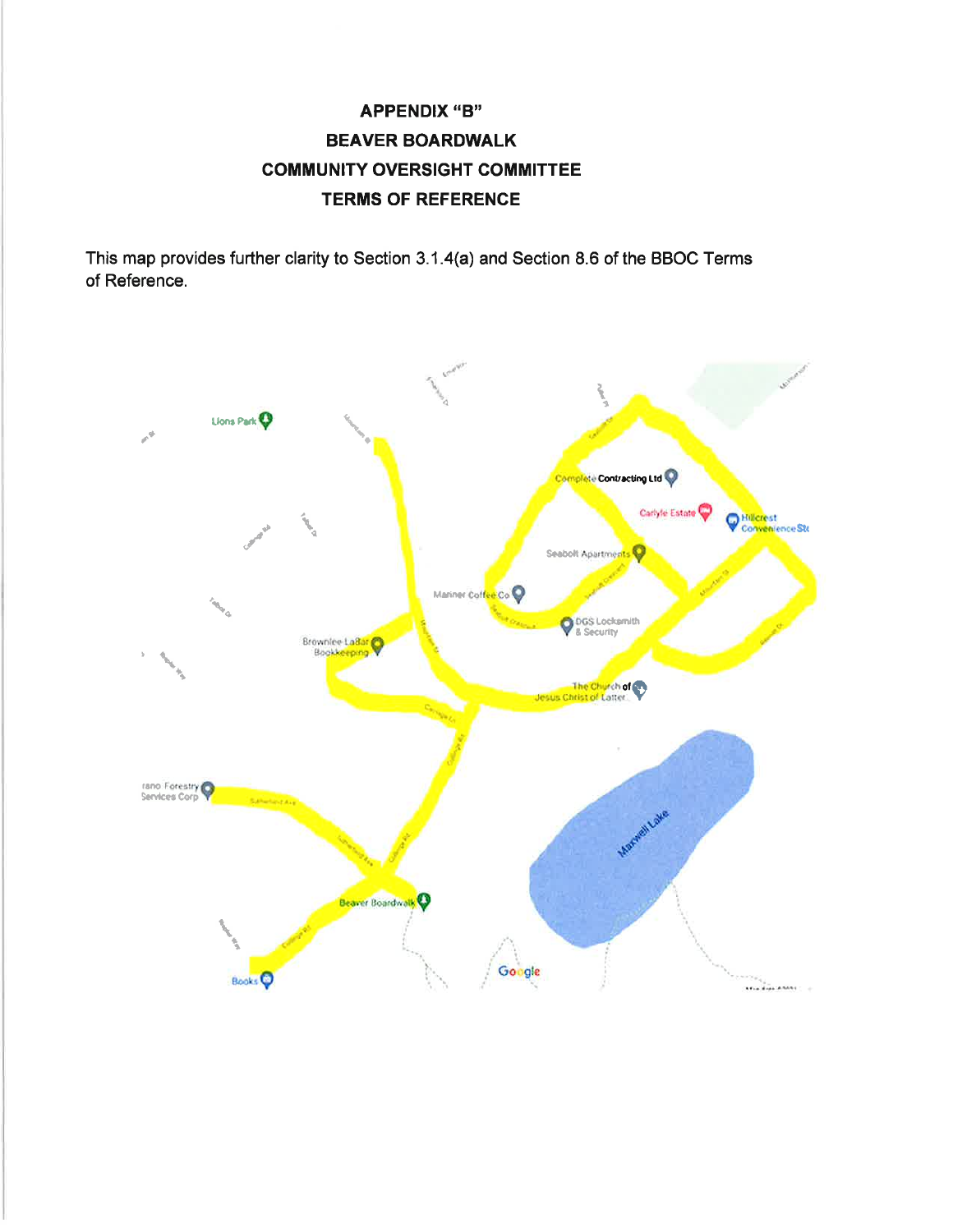**APPENDIX "B"**
**BEAVER BOARDWALK**
**COMMUNITY OVERSIGHT COMMITTEE**
**TERMS OF REFERENCE**

This map provides further clarity to Section 3.1.4(a) and Section 8.6 of the BBOC Terms of Reference.

Lions Park

Complete Contracting Ltd

Carlyle Estate

Hillcrest Convenience Sto

Seabolt Apartments

Mariner Coffee Co

DGS Locksmith & Security

Brownlee LaBar Bookkeeping

The Church of Jesus Christ of Latter...

Maxwell Lake

rano Forestry Services Corp

Beaver Boardwalk

Books

Google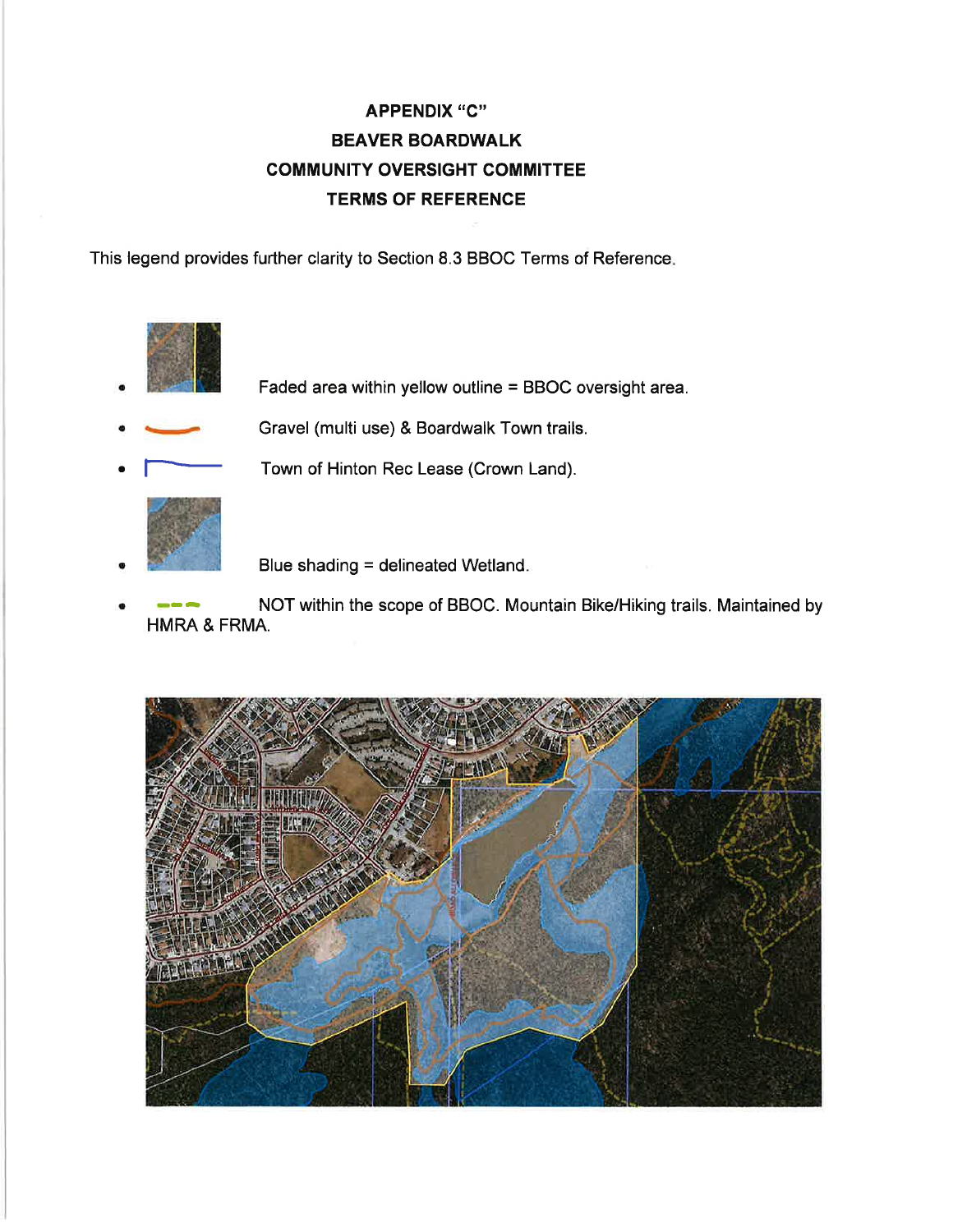# APPENDIX "C"
# BEAVER BOARDWALK
# COMMUNITY OVERSIGHT COMMITTEE
# TERMS OF REFERENCE

This legend provides further clarity to Section 8.3 BBOC Terms of Reference.

- Faded area within yellow outline = BBOC oversight area.
- Gravel (multi use) & Boardwalk Town trails.
- Town of Hinton Rec Lease (Crown Land).
- Blue shading = delineated Wetland.
- NOT within the scope of BBOC. Mountain Bike/Hiking trails. Maintained by HMRA & FRMA.